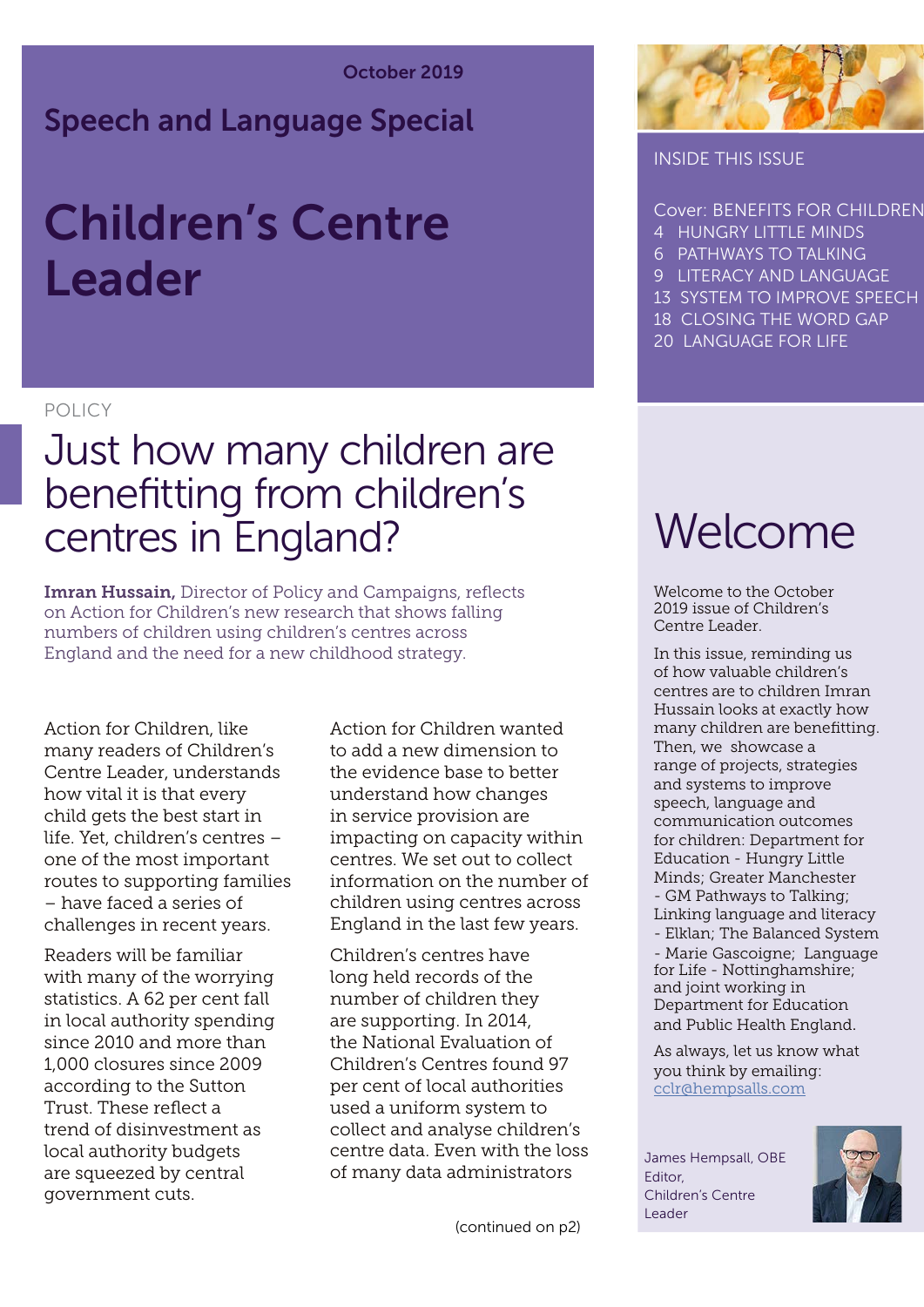October 2019

**Speech and Language Special**

# Children's Centre Leader

INSIDE THIS ISSUE

Cover: BENEFITS FOR CHILDREN
4 HUNGRY LITTLE MINDS
6 PATHWAYS TO TALKING
9 LITERACY AND LANGUAGE
13 SYSTEM TO IMPROVE SPEECH
18 CLOSING THE WORD GAP
20 LANGUAGE FOR LIFE

POLICY

## Just how many children are benefitting from children's centres in England?

**Imran Hussain,** Director of Policy and Campaigns, reflects on Action for Children's new research that shows falling numbers of children using children's centres across England and the need for a new childhood strategy.

Action for Children, like many readers of Children's Centre Leader, understands how vital it is that every child gets the best start in life. Yet, children's centres – one of the most important routes to supporting families – have faced a series of challenges in recent years.

Readers will be familiar with many of the worrying statistics. A 62 per cent fall in local authority spending since 2010 and more than 1,000 closures since 2009 according to the Sutton Trust. These reflect a trend of disinvestment as local authority budgets are squeezed by central government cuts.

Action for Children wanted to add a new dimension to the evidence base to better understand how changes in service provision are impacting on capacity within centres. We set out to collect information on the number of children using centres across England in the last few years.

Children's centres have long held records of the number of children they are supporting. In 2014, the National Evaluation of Children's Centres found 97 per cent of local authorities used a uniform system to collect and analyse children's centre data. Even with the loss of many data administrators

(continued on p2)

## Welcome

Welcome to the October 2019 issue of Children's Centre Leader.

In this issue, reminding us of how valuable children's centres are to children Imran Hussain looks at exactly how many children are benefitting. Then, we showcase a range of projects, strategies and systems to improve speech, language and communication outcomes for children: Department for Education - Hungry Little Minds; Greater Manchester - GM Pathways to Talking; Linking language and literacy - Elklan; The Balanced System - Marie Gascoigne; Language for Life - Nottinghamshire; and joint working in Department for Education and Public Health England.

As always, let us know what you think by emailing: cclr@hempsalls.com

James Hempsall, OBE
Editor,
Children's Centre Leader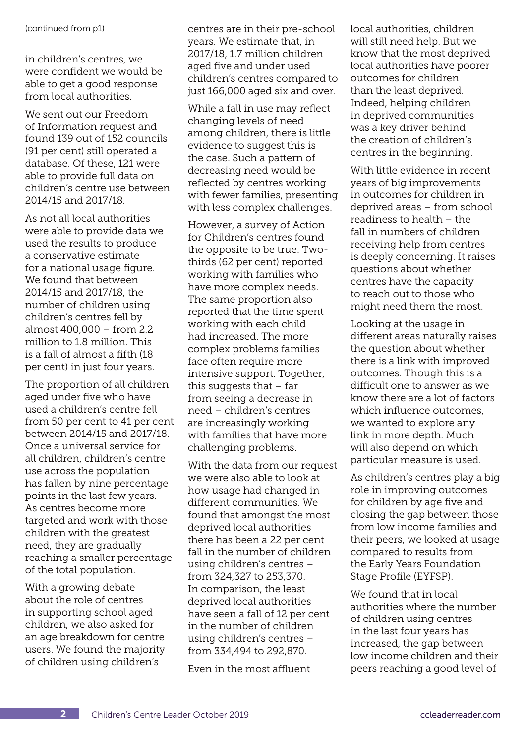(continued from p1)

in children's centres, we were confident we would be able to get a good response from local authorities.

We sent out our Freedom of Information request and found 139 out of 152 councils (91 per cent) still operated a database. Of these, 121 were able to provide full data on children's centre use between 2014/15 and 2017/18.

As not all local authorities were able to provide data we used the results to produce a conservative estimate for a national usage figure. We found that between 2014/15 and 2017/18, the number of children using children's centres fell by almost 400,000 – from 2.2 million to 1.8 million. This is a fall of almost a fifth (18 per cent) in just four years.

The proportion of all children aged under five who have used a children's centre fell from 50 per cent to 41 per cent between 2014/15 and 2017/18. Once a universal service for all children, children's centre use across the population has fallen by nine percentage points in the last few years. As centres become more targeted and work with those children with the greatest need, they are gradually reaching a smaller percentage of the total population.

With a growing debate about the role of centres in supporting school aged children, we also asked for an age breakdown for centre users. We found the majority of children using children's centres are in their pre-school years. We estimate that, in 2017/18, 1.7 million children aged five and under used children's centres compared to just 166,000 aged six and over.

While a fall in use may reflect changing levels of need among children, there is little evidence to suggest this is the case. Such a pattern of decreasing need would be reflected by centres working with fewer families, presenting with less complex challenges.

However, a survey of Action for Children's centres found the opposite to be true. Two-thirds (62 per cent) reported working with families who have more complex needs. The same proportion also reported that the time spent working with each child had increased. The more complex problems families face often require more intensive support. Together, this suggests that – far from seeing a decrease in need – children's centres are increasingly working with families that have more challenging problems.

With the data from our request we were also able to look at how usage had changed in different communities. We found that amongst the most deprived local authorities there has been a 22 per cent fall in the number of children using children's centres – from 324,327 to 253,370. In comparison, the least deprived local authorities have seen a fall of 12 per cent in the number of children using children's centres – from 334,494 to 292,870.

Even in the most affluent local authorities, children will still need help. But we know that the most deprived local authorities have poorer outcomes for children than the least deprived. Indeed, helping children in deprived communities was a key driver behind the creation of children's centres in the beginning.

With little evidence in recent years of big improvements in outcomes for children in deprived areas – from school readiness to health – the fall in numbers of children receiving help from centres is deeply concerning. It raises questions about whether centres have the capacity to reach out to those who might need them the most.

Looking at the usage in different areas naturally raises the question about whether there is a link with improved outcomes. Though this is a difficult one to answer as we know there are a lot of factors which influence outcomes, we wanted to explore any link in more depth. Much will also depend on which particular measure is used.

As children's centres play a big role in improving outcomes for children by age five and closing the gap between those from low income families and their peers, we looked at usage compared to results from the Early Years Foundation Stage Profile (EYFSP).

We found that in local authorities where the number of children using centres in the last four years has increased, the gap between low income children and their peers reaching a good level of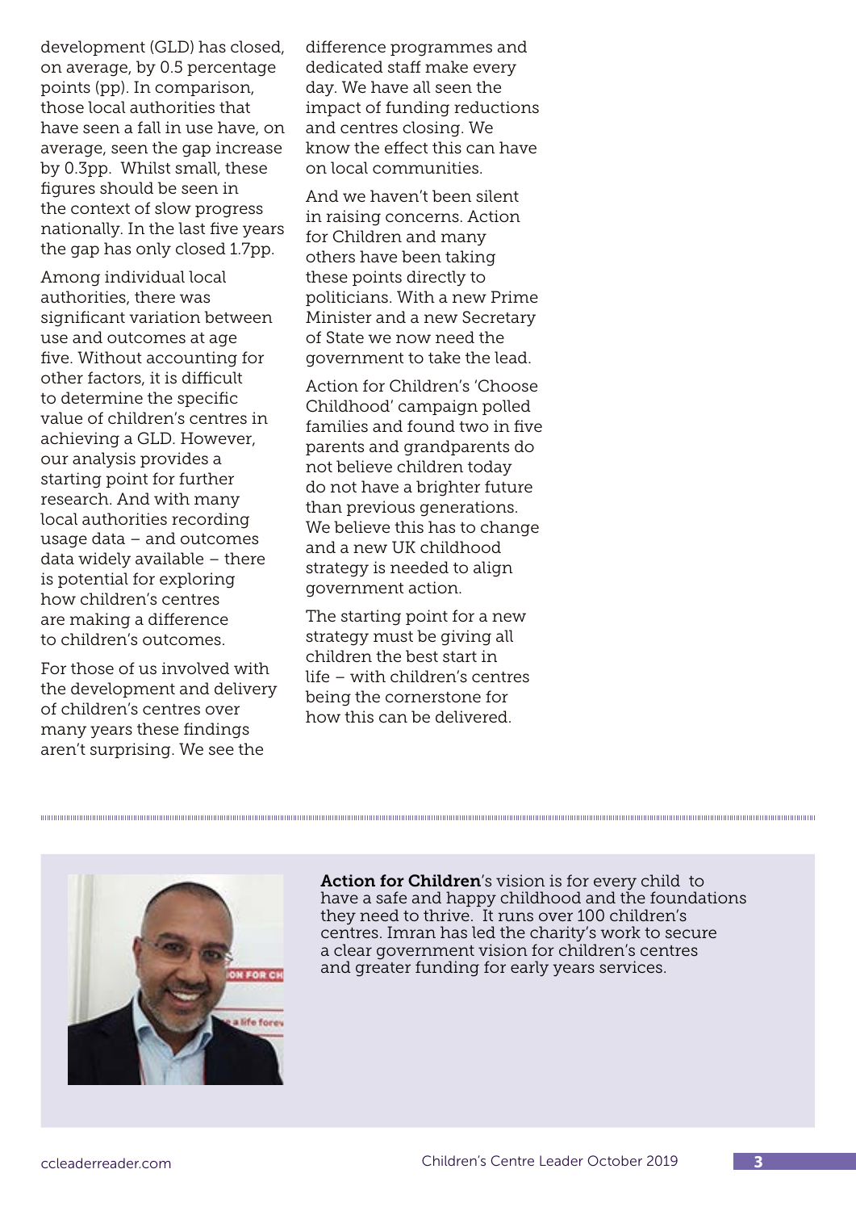development (GLD) has closed, on average, by 0.5 percentage points (pp). In comparison, those local authorities that have seen a fall in use have, on average, seen the gap increase by 0.3pp. Whilst small, these figures should be seen in the context of slow progress nationally. In the last five years the gap has only closed 1.7pp.

Among individual local authorities, there was significant variation between use and outcomes at age five. Without accounting for other factors, it is difficult to determine the specific value of children's centres in achieving a GLD. However, our analysis provides a starting point for further research. And with many local authorities recording usage data – and outcomes data widely available – there is potential for exploring how children's centres are making a difference to children's outcomes.

For those of us involved with the development and delivery of children's centres over many years these findings aren't surprising. We see the difference programmes and dedicated staff make every day. We have all seen the impact of funding reductions and centres closing. We know the effect this can have on local communities.

And we haven't been silent in raising concerns. Action for Children and many others have been taking these points directly to politicians. With a new Prime Minister and a new Secretary of State we now need the government to take the lead.

Action for Children's 'Choose Childhood' campaign polled families and found two in five parents and grandparents do not believe children today do not have a brighter future than previous generations. We believe this has to change and a new UK childhood strategy is needed to align government action.

The starting point for a new strategy must be giving all children the best start in life – with children's centres being the cornerstone for how this can be delivered.

---

**Action for Children**'s vision is for every child to have a safe and happy childhood and the foundations they need to thrive. It runs over 100 children's centres. Imran has led the charity's work to secure a clear government vision for children's centres and greater funding for early years services.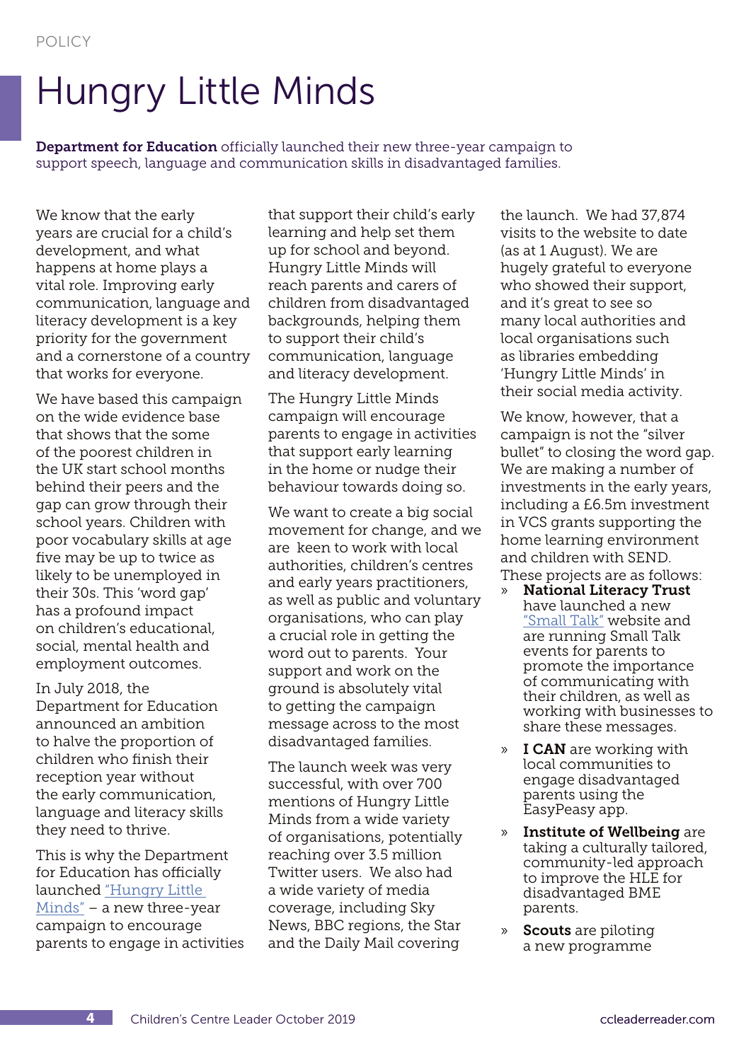POLICY

# Hungry Little Minds

**Department for Education** officially launched their new three-year campaign to support speech, language and communication skills in disadvantaged families.

We know that the early years are crucial for a child's development, and what happens at home plays a vital role. Improving early communication, language and literacy development is a key priority for the government and a cornerstone of a country that works for everyone.

We have based this campaign on the wide evidence base that shows that the some of the poorest children in the UK start school months behind their peers and the gap can grow through their school years. Children with poor vocabulary skills at age five may be up to twice as likely to be unemployed in their 30s. This 'word gap' has a profound impact on children's educational, social, mental health and employment outcomes.

In July 2018, the Department for Education announced an ambition to halve the proportion of children who finish their reception year without the early communication, language and literacy skills they need to thrive.

This is why the Department for Education has officially launched "Hungry Little Minds" – a new three-year campaign to encourage parents to engage in activities that support their child's early learning and help set them up for school and beyond. Hungry Little Minds will reach parents and carers of children from disadvantaged backgrounds, helping them to support their child's communication, language and literacy development.

The Hungry Little Minds campaign will encourage parents to engage in activities that support early learning in the home or nudge their behaviour towards doing so.

We want to create a big social movement for change, and we are keen to work with local authorities, children's centres and early years practitioners, as well as public and voluntary organisations, who can play a crucial role in getting the word out to parents. Your support and work on the ground is absolutely vital to getting the campaign message across to the most disadvantaged families.

The launch week was very successful, with over 700 mentions of Hungry Little Minds from a wide variety of organisations, potentially reaching over 3.5 million Twitter users. We also had a wide variety of media coverage, including Sky News, BBC regions, the Star and the Daily Mail covering the launch. We had 37,874 visits to the website to date (as at 1 August). We are hugely grateful to everyone who showed their support, and it's great to see so many local authorities and local organisations such as libraries embedding 'Hungry Little Minds' in their social media activity.

We know, however, that a campaign is not the "silver bullet" to closing the word gap. We are making a number of investments in the early years, including a £6.5m investment in VCS grants supporting the home learning environment and children with SEND. These projects are as follows:

- **National Literacy Trust** have launched a new "Small Talk" website and are running Small Talk events for parents to promote the importance of communicating with their children, as well as working with businesses to share these messages.
- **I CAN** are working with local communities to engage disadvantaged parents using the EasyPeasy app.
- **Institute of Wellbeing** are taking a culturally tailored, community-led approach to improve the HLE for disadvantaged BME parents.
- **Scouts** are piloting a new programme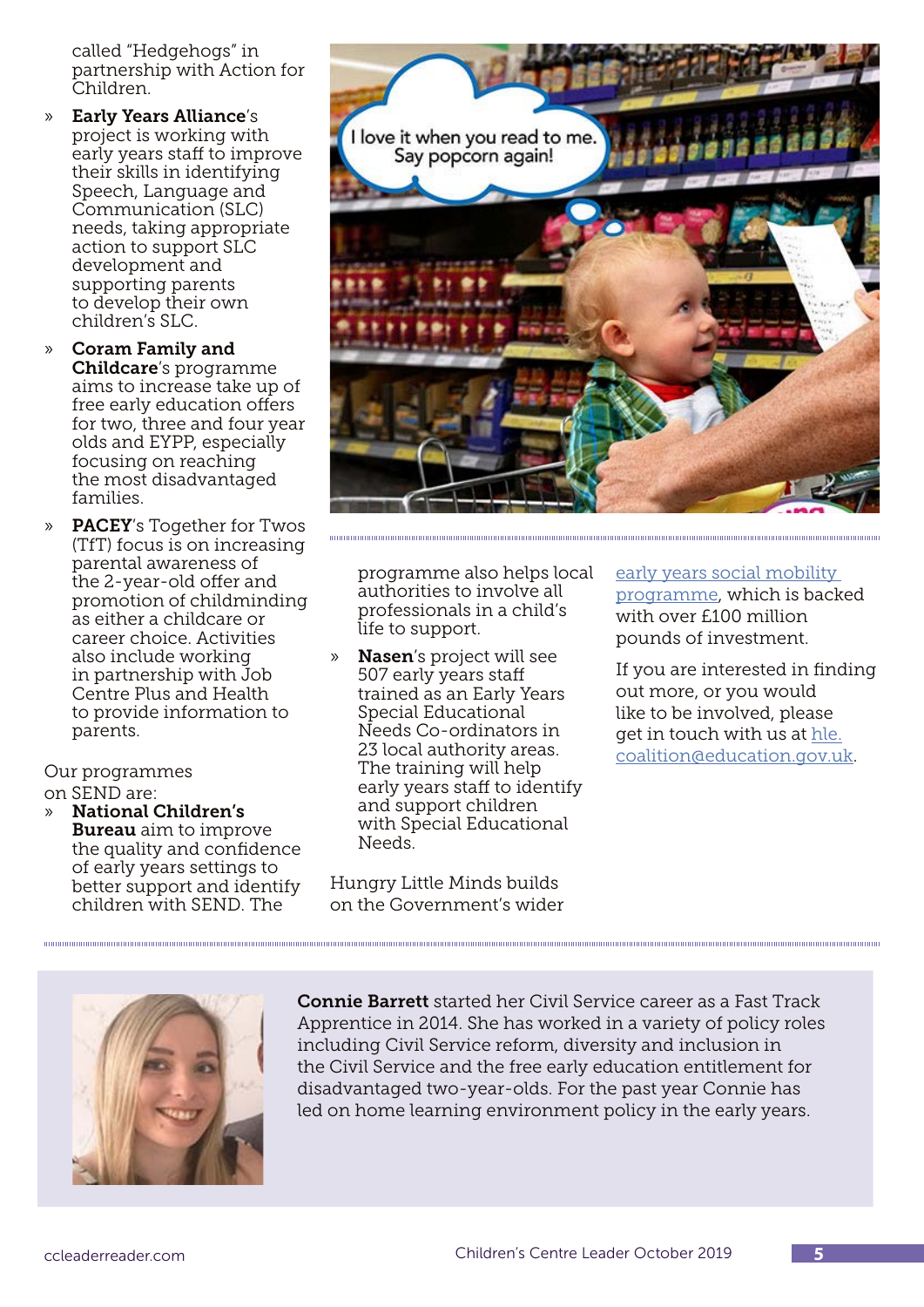called "Hedgehogs" in partnership with Action for Children.

- **Early Years Alliance**'s project is working with early years staff to improve their skills in identifying Speech, Language and Communication (SLC) needs, taking appropriate action to support SLC development and supporting parents to develop their own children's SLC.
- **Coram Family and Childcare**'s programme aims to increase take up of free early education offers for two, three and four year olds and EYPP, especially focusing on reaching the most disadvantaged families.
- **PACEY**'s Together for Twos (TfT) focus is on increasing parental awareness of the 2-year-old offer and promotion of childminding as either a childcare or career choice. Activities also include working in partnership with Job Centre Plus and Health to provide information to parents.

Our programmes on SEND are:

- **National Children's Bureau** aim to improve the quality and confidence of early years settings to better support and identify children with SEND. The programme also helps local authorities to involve all professionals in a child's life to support.
- **Nasen**'s project will see 507 early years staff trained as an Early Years Special Educational Needs Co-ordinators in 23 local authority areas. The training will help early years staff to identify and support children with Special Educational Needs.

Hungry Little Minds builds on the Government's wider early years social mobility programme, which is backed with over £100 million pounds of investment.

If you are interested in finding out more, or you would like to be involved, please get in touch with us at hle.coalition@education.gov.uk.

**Connie Barrett** started her Civil Service career as a Fast Track Apprentice in 2014. She has worked in a variety of policy roles including Civil Service reform, diversity and inclusion in the Civil Service and the free early education entitlement for disadvantaged two-year-olds. For the past year Connie has led on home learning environment policy in the early years.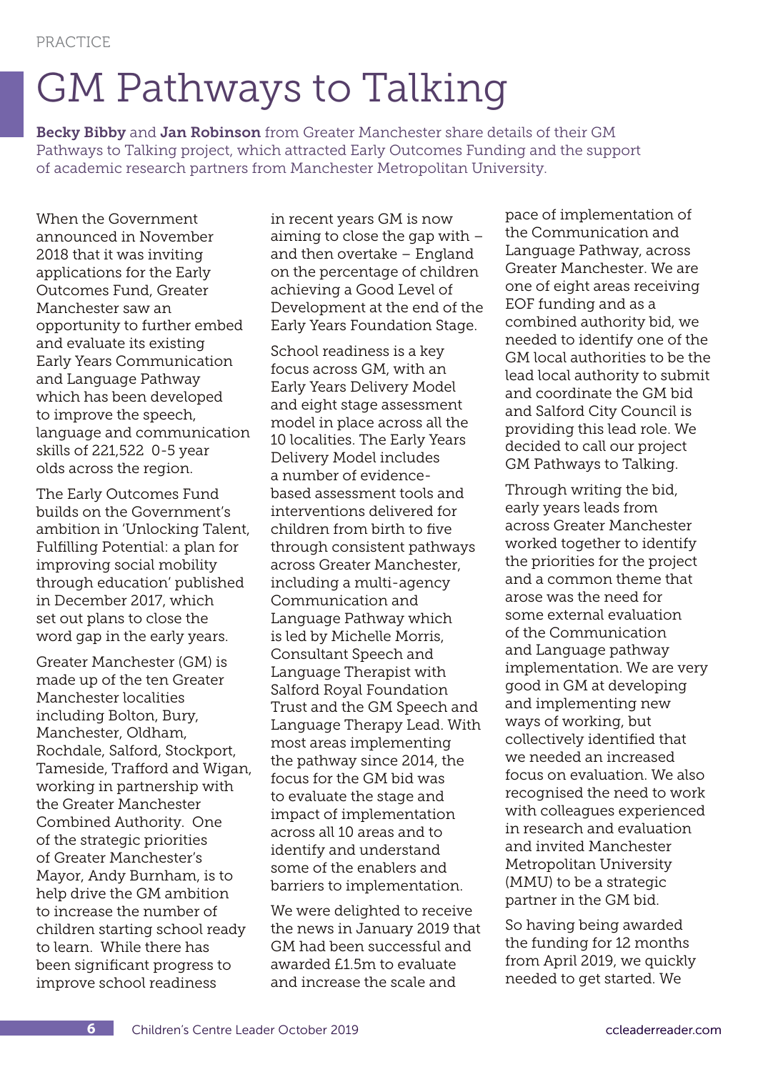PRACTICE

# GM Pathways to Talking

**Becky Bibby** and **Jan Robinson** from Greater Manchester share details of their GM Pathways to Talking project, which attracted Early Outcomes Funding and the support of academic research partners from Manchester Metropolitan University.

When the Government announced in November 2018 that it was inviting applications for the Early Outcomes Fund, Greater Manchester saw an opportunity to further embed and evaluate its existing Early Years Communication and Language Pathway which has been developed to improve the speech, language and communication skills of 221,522 0-5 year olds across the region.

The Early Outcomes Fund builds on the Government's ambition in 'Unlocking Talent, Fulfilling Potential: a plan for improving social mobility through education' published in December 2017, which set out plans to close the word gap in the early years.

Greater Manchester (GM) is made up of the ten Greater Manchester localities including Bolton, Bury, Manchester, Oldham, Rochdale, Salford, Stockport, Tameside, Trafford and Wigan, working in partnership with the Greater Manchester Combined Authority. One of the strategic priorities of Greater Manchester's Mayor, Andy Burnham, is to help drive the GM ambition to increase the number of children starting school ready to learn. While there has been significant progress to improve school readiness in recent years GM is now aiming to close the gap with – and then overtake – England on the percentage of children achieving a Good Level of Development at the end of the Early Years Foundation Stage.

School readiness is a key focus across GM, with an Early Years Delivery Model and eight stage assessment model in place across all the 10 localities. The Early Years Delivery Model includes a number of evidence-based assessment tools and interventions delivered for children from birth to five through consistent pathways across Greater Manchester, including a multi-agency Communication and Language Pathway which is led by Michelle Morris, Consultant Speech and Language Therapist with Salford Royal Foundation Trust and the GM Speech and Language Therapy Lead. With most areas implementing the pathway since 2014, the focus for the GM bid was to evaluate the stage and impact of implementation across all 10 areas and to identify and understand some of the enablers and barriers to implementation.

We were delighted to receive the news in January 2019 that GM had been successful and awarded £1.5m to evaluate and increase the scale and pace of implementation of the Communication and Language Pathway, across Greater Manchester. We are one of eight areas receiving EOF funding and as a combined authority bid, we needed to identify one of the GM local authorities to be the lead local authority to submit and coordinate the GM bid and Salford City Council is providing this lead role. We decided to call our project GM Pathways to Talking.

Through writing the bid, early years leads from across Greater Manchester worked together to identify the priorities for the project and a common theme that arose was the need for some external evaluation of the Communication and Language pathway implementation. We are very good in GM at developing and implementing new ways of working, but collectively identified that we needed an increased focus on evaluation. We also recognised the need to work with colleagues experienced in research and evaluation and invited Manchester Metropolitan University (MMU) to be a strategic partner in the GM bid.

So having being awarded the funding for 12 months from April 2019, we quickly needed to get started. We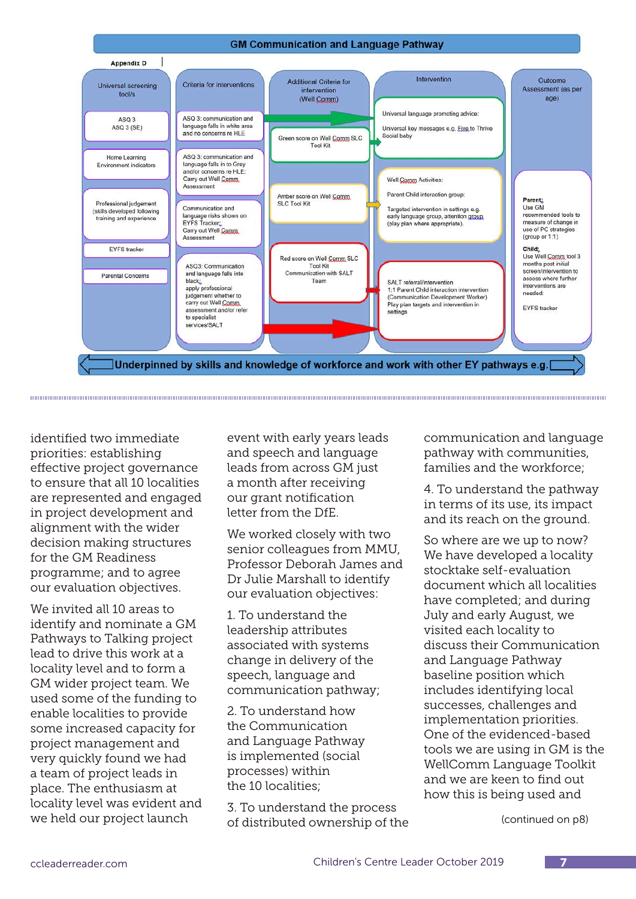## GM Communication and Language Pathway

**Appendix D**

| Universal screening tool/s | Criteria for interventions | Additional Criteria for intervention (Well Comm) | Intervention | Outcome Assessment (as per age) |
|---|---|---|---|---|
| ASQ 3<br>ASQ 3 (SE) | ASQ 3: communication and language falls in white area and no concerns re HLE | Green score on Well Comm SLC Tool Kit | Universal language promoting advice:<br>Universal key messages e.g. Five to Thrive<br>Social baby | |
| Home Learning Environment indicators | ASQ 3: communication and language falls in to Grey and/or concerns re HLE:<br>Carry out Well Comm Assessment | Amber score on Well Comm SLC Tool Kit | Well Comm Activities:<br>Parent Child interaction group:<br>Targeted intervention in settings e.g. early language group, attention group (play plan where appropriate). | **Parent:**<br>Use GM recommended tools to measure of change in use of PC strategies (group or 1:1)<br>**Child:**<br>Use Well Comm tool 3 months post initial screen/intervention to assess where further interventions are needed:<br>EYFS tracker |
| Professional judgement (skills developed following training and experience | Communication and language risks shown on EYFS Tracker:<br>Carry out Well Comm Assessment | | | |
| EYFS tracker | | | | |
| Parental Concerns | ASQ3: Communication and language falls into black:<br>apply professional judgement whether to carry out Well Comm assessment and/or refer to specialist services/SALT | Red score on Well Comm SLC Tool Kit<br>Communication with SALT Team | SALT referral/intervention<br>1:1 Parent Child interaction intervention (Communication Development Worker)<br>Play plan targets and intervention in settings | |

**Underpinned by skills and knowledge of workforce and work with other EY pathways e.g.**

identified two immediate priorities: establishing effective project governance to ensure that all 10 localities are represented and engaged in project development and alignment with the wider decision making structures for the GM Readiness programme; and to agree our evaluation objectives.

We invited all 10 areas to identify and nominate a GM Pathways to Talking project lead to drive this work at a locality level and to form a GM wider project team. We used some of the funding to enable localities to provide some increased capacity for project management and very quickly found we had a team of project leads in place. The enthusiasm at locality level was evident and we held our project launch event with early years leads and speech and language leads from across GM just a month after receiving our grant notification letter from the DfE.

We worked closely with two senior colleagues from MMU, Professor Deborah James and Dr Julie Marshall to identify our evaluation objectives:

1. To understand the leadership attributes associated with systems change in delivery of the speech, language and communication pathway;

2. To understand how the Communication and Language Pathway is implemented (social processes) within the 10 localities;

3. To understand the process of distributed ownership of the communication and language pathway with communities, families and the workforce;

4. To understand the pathway in terms of its use, its impact and its reach on the ground.

So where are we up to now? We have developed a locality stocktake self-evaluation document which all localities have completed; and during July and early August, we visited each locality to discuss their Communication and Language Pathway baseline position which includes identifying local successes, challenges and implementation priorities. One of the evidenced-based tools we are using in GM is the WellComm Language Toolkit and we are keen to find out how this is being used and

(continued on p8)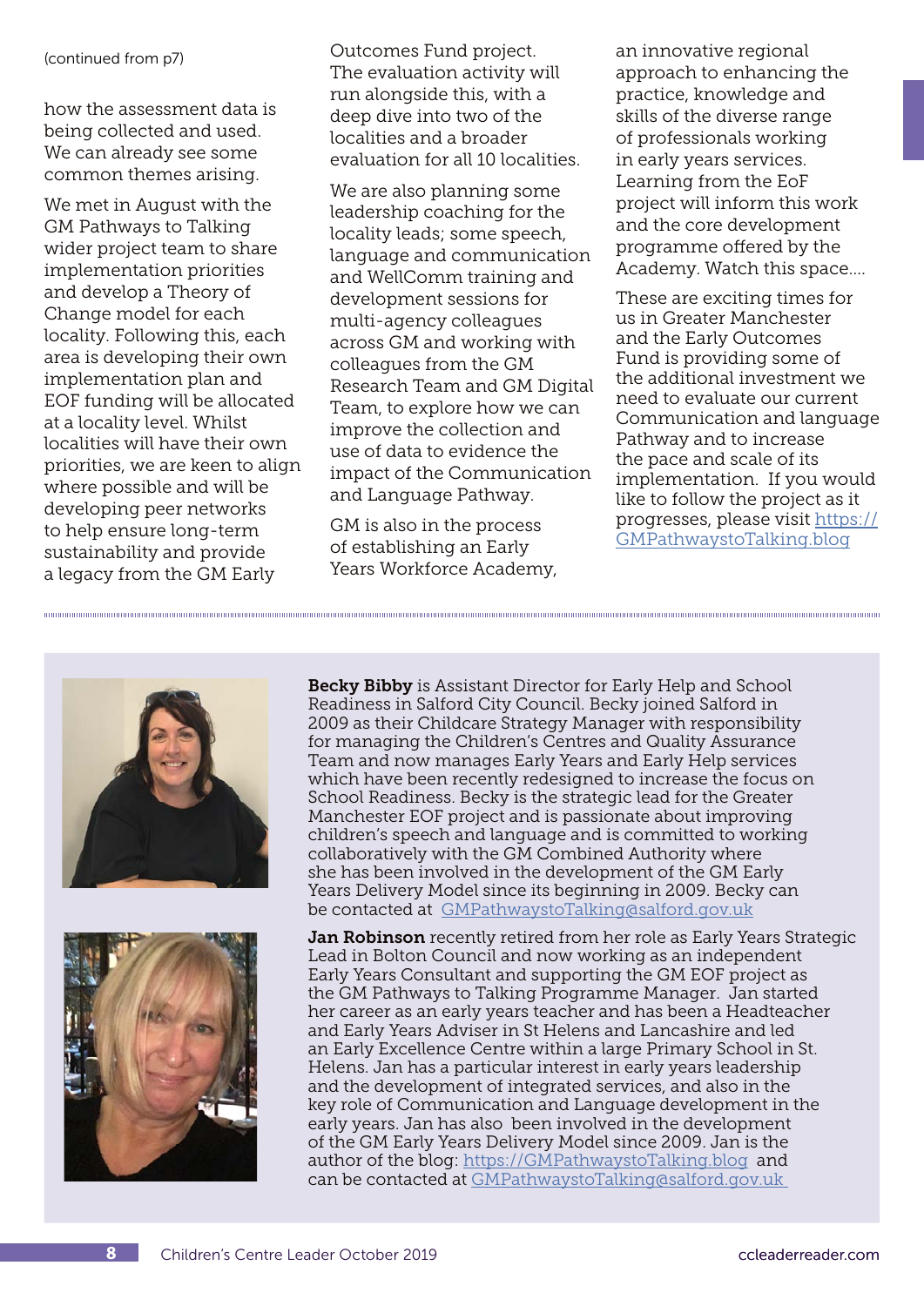(continued from p7)

how the assessment data is being collected and used. We can already see some common themes arising.

We met in August with the GM Pathways to Talking wider project team to share implementation priorities and develop a Theory of Change model for each locality. Following this, each area is developing their own implementation plan and EOF funding will be allocated at a locality level. Whilst localities will have their own priorities, we are keen to align where possible and will be developing peer networks to help ensure long-term sustainability and provide a legacy from the GM Early Outcomes Fund project. The evaluation activity will run alongside this, with a deep dive into two of the localities and a broader evaluation for all 10 localities.

We are also planning some leadership coaching for the locality leads; some speech, language and communication and WellComm training and development sessions for multi-agency colleagues across GM and working with colleagues from the GM Research Team and GM Digital Team, to explore how we can improve the collection and use of data to evidence the impact of the Communication and Language Pathway.

GM is also in the process of establishing an Early Years Workforce Academy, an innovative regional approach to enhancing the practice, knowledge and skills of the diverse range of professionals working in early years services. Learning from the EoF project will inform this work and the core development programme offered by the Academy. Watch this space....

These are exciting times for us in Greater Manchester and the Early Outcomes Fund is providing some of the additional investment we need to evaluate our current Communication and language Pathway and to increase the pace and scale of its implementation. If you would like to follow the project as it progresses, please visit https://GMPathwaystoTalking.blog

**Becky Bibby** is Assistant Director for Early Help and School Readiness in Salford City Council. Becky joined Salford in 2009 as their Childcare Strategy Manager with responsibility for managing the Children's Centres and Quality Assurance Team and now manages Early Years and Early Help services which have been recently redesigned to increase the focus on School Readiness. Becky is the strategic lead for the Greater Manchester EOF project and is passionate about improving children's speech and language and is committed to working collaboratively with the GM Combined Authority where she has been involved in the development of the GM Early Years Delivery Model since its beginning in 2009. Becky can be contacted at GMPathwaystoTalking@salford.gov.uk

**Jan Robinson** recently retired from her role as Early Years Strategic Lead in Bolton Council and now working as an independent Early Years Consultant and supporting the GM EOF project as the GM Pathways to Talking Programme Manager. Jan started her career as an early years teacher and has been a Headteacher and Early Years Adviser in St Helens and Lancashire and led an Early Excellence Centre within a large Primary School in St. Helens. Jan has a particular interest in early years leadership and the development of integrated services, and also in the key role of Communication and Language development in the early years. Jan has also been involved in the development of the GM Early Years Delivery Model since 2009. Jan is the author of the blog: https://GMPathwaystoTalking.blog and can be contacted at GMPathwaystoTalking@salford.gov.uk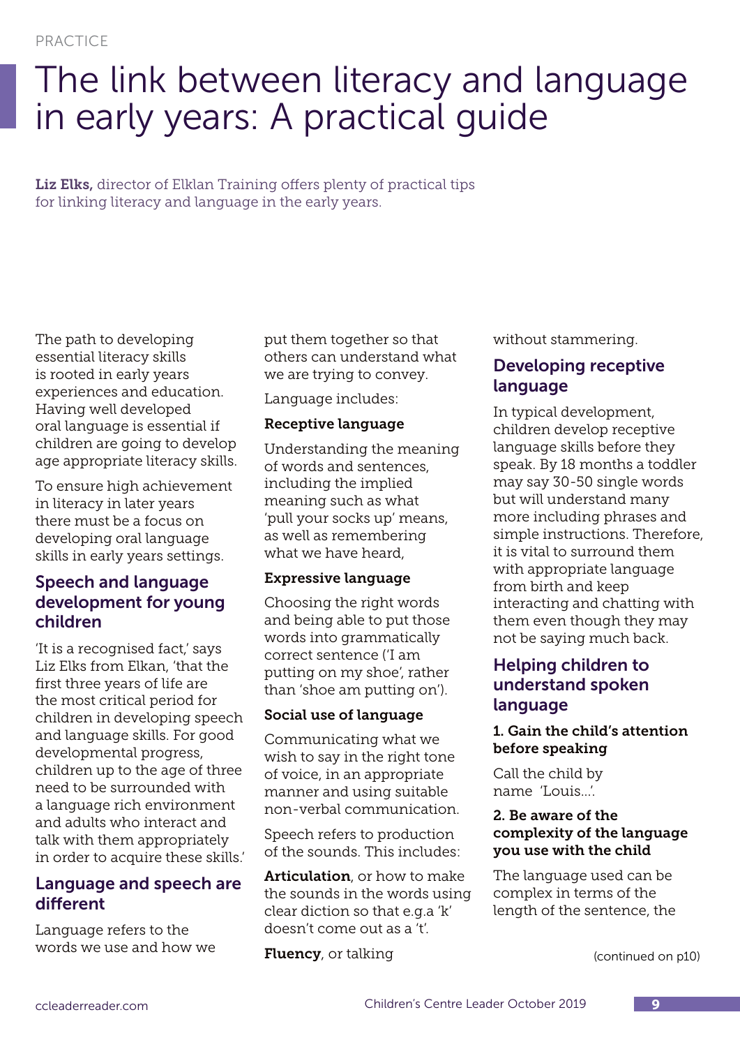# The link between literacy and language in early years: A practical guide

**Liz Elks,** director of Elklan Training offers plenty of practical tips for linking literacy and language in the early years.

The path to developing essential literacy skills is rooted in early years experiences and education. Having well developed oral language is essential if children are going to develop age appropriate literacy skills.

To ensure high achievement in literacy in later years there must be a focus on developing oral language skills in early years settings.

## Speech and language development for young children

'It is a recognised fact,' says Liz Elks from Elkan, 'that the first three years of life are the most critical period for children in developing speech and language skills. For good developmental progress, children up to the age of three need to be surrounded with a language rich environment and adults who interact and talk with them appropriately in order to acquire these skills.'

## Language and speech are different

Language refers to the words we use and how we put them together so that others can understand what we are trying to convey.

Language includes:

**Receptive language**

Understanding the meaning of words and sentences, including the implied meaning such as what 'pull your socks up' means, as well as remembering what we have heard,

**Expressive language**

Choosing the right words and being able to put those words into grammatically correct sentence ('I am putting on my shoe', rather than 'shoe am putting on').

**Social use of language**

Communicating what we wish to say in the right tone of voice, in an appropriate manner and using suitable non-verbal communication.

Speech refers to production of the sounds. This includes:

**Articulation**, or how to make the sounds in the words using clear diction so that e.g.a 'k' doesn't come out as a 't'.

**Fluency**, or talking without stammering.

## Developing receptive language

In typical development, children develop receptive language skills before they speak. By 18 months a toddler may say 30-50 single words but will understand many more including phrases and simple instructions. Therefore, it is vital to surround them with appropriate language from birth and keep interacting and chatting with them even though they may not be saying much back.

## Helping children to understand spoken language

**1. Gain the child's attention before speaking**

Call the child by name 'Louis...'.

**2. Be aware of the complexity of the language you use with the child**

The language used can be complex in terms of the length of the sentence, the

(continued on p10)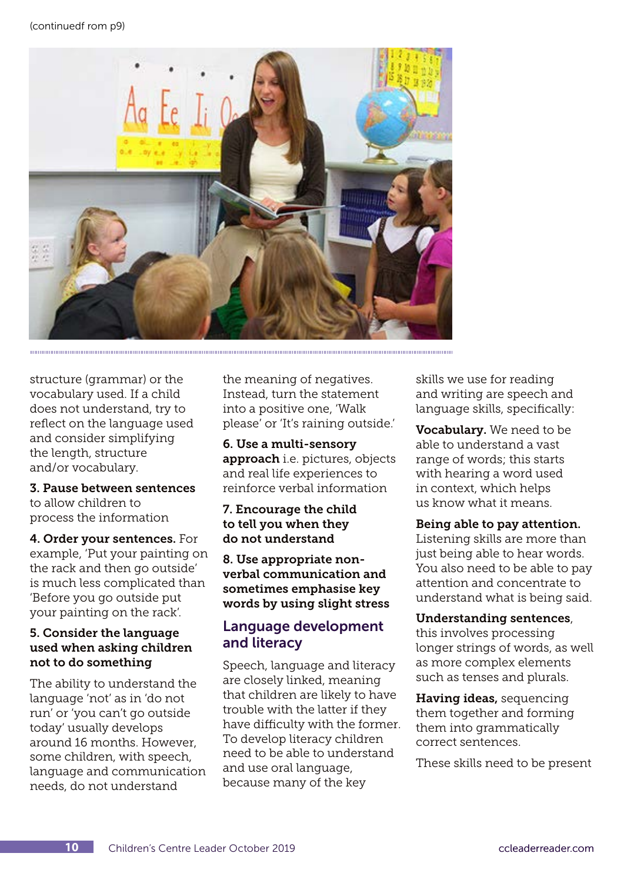(continuedf rom p9)

structure (grammar) or the vocabulary used. If a child does not understand, try to reflect on the language used and consider simplifying the length, structure and/or vocabulary.

**3. Pause between sentences** to allow children to process the information

**4. Order your sentences.** For example, 'Put your painting on the rack and then go outside' is much less complicated than 'Before you go outside put your painting on the rack'.

**5. Consider the language used when asking children not to do something**

The ability to understand the language 'not' as in 'do not run' or 'you can't go outside today' usually develops around 16 months. However, some children, with speech, language and communication needs, do not understand the meaning of negatives. Instead, turn the statement into a positive one, 'Walk please' or 'It's raining outside.'

**6. Use a multi-sensory approach** i.e. pictures, objects and real life experiences to reinforce verbal information

**7. Encourage the child to tell you when they do not understand**

**8. Use appropriate non-verbal communication and sometimes emphasise key words by using slight stress**

## Language development and literacy

Speech, language and literacy are closely linked, meaning that children are likely to have trouble with the latter if they have difficulty with the former. To develop literacy children need to be able to understand and use oral language, because many of the key skills we use for reading and writing are speech and language skills, specifically:

**Vocabulary.** We need to be able to understand a vast range of words; this starts with hearing a word used in context, which helps us know what it means.

**Being able to pay attention.** Listening skills are more than just being able to hear words. You also need to be able to pay attention and concentrate to understand what is being said.

**Understanding sentences**, this involves processing longer strings of words, as well as more complex elements such as tenses and plurals.

**Having ideas,** sequencing them together and forming them into grammatically correct sentences.

These skills need to be present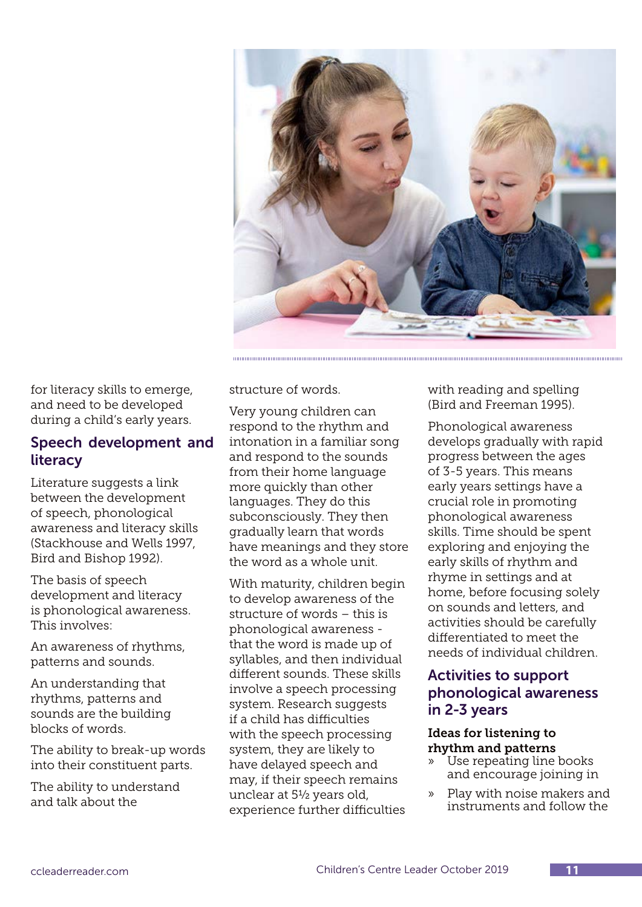for literacy skills to emerge, and need to be developed during a child's early years.

## Speech development and literacy

Literature suggests a link between the development of speech, phonological awareness and literacy skills (Stackhouse and Wells 1997, Bird and Bishop 1992).

The basis of speech development and literacy is phonological awareness. This involves:

An awareness of rhythms, patterns and sounds.

An understanding that rhythms, patterns and sounds are the building blocks of words.

The ability to break-up words into their constituent parts.

The ability to understand and talk about the structure of words.

Very young children can respond to the rhythm and intonation in a familiar song and respond to the sounds from their home language more quickly than other languages. They do this subconsciously. They then gradually learn that words have meanings and they store the word as a whole unit.

With maturity, children begin to develop awareness of the structure of words – this is phonological awareness - that the word is made up of syllables, and then individual different sounds. These skills involve a speech processing system. Research suggests if a child has difficulties with the speech processing system, they are likely to have delayed speech and may, if their speech remains unclear at 5½ years old, experience further difficulties with reading and spelling (Bird and Freeman 1995).

Phonological awareness develops gradually with rapid progress between the ages of 3-5 years. This means early years settings have a crucial role in promoting phonological awareness skills. Time should be spent exploring and enjoying the early skills of rhythm and rhyme in settings and at home, before focusing solely on sounds and letters, and activities should be carefully differentiated to meet the needs of individual children.

## Activities to support phonological awareness in 2-3 years

**Ideas for listening to rhythm and patterns**

- Use repeating line books and encourage joining in
- Play with noise makers and instruments and follow the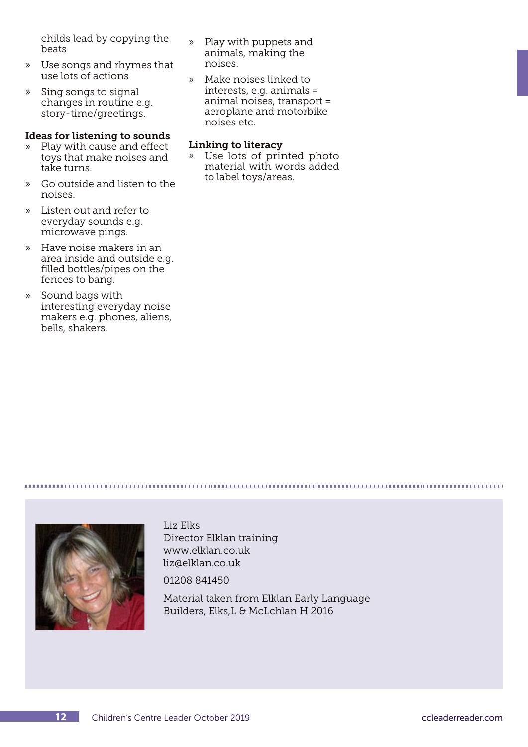childs lead by copying the beats

- Use songs and rhymes that use lots of actions
- Sing songs to signal changes in routine e.g. story-time/greetings.

**Ideas for listening to sounds**

- Play with cause and effect toys that make noises and take turns.
- Go outside and listen to the noises.
- Listen out and refer to everyday sounds e.g. microwave pings.
- Have noise makers in an area inside and outside e.g. filled bottles/pipes on the fences to bang.
- Sound bags with interesting everyday noise makers e.g. phones, aliens, bells, shakers.
- Play with puppets and animals, making the noises.
- Make noises linked to interests, e.g. animals = animal noises, transport = aeroplane and motorbike noises etc.

**Linking to literacy**

- Use lots of printed photo material with words added to label toys/areas.

Liz Elks
Director Elklan training
www.elklan.co.uk
liz@elklan.co.uk

01208 841450

Material taken from Elklan Early Language Builders, Elks,L & McLchlan H 2016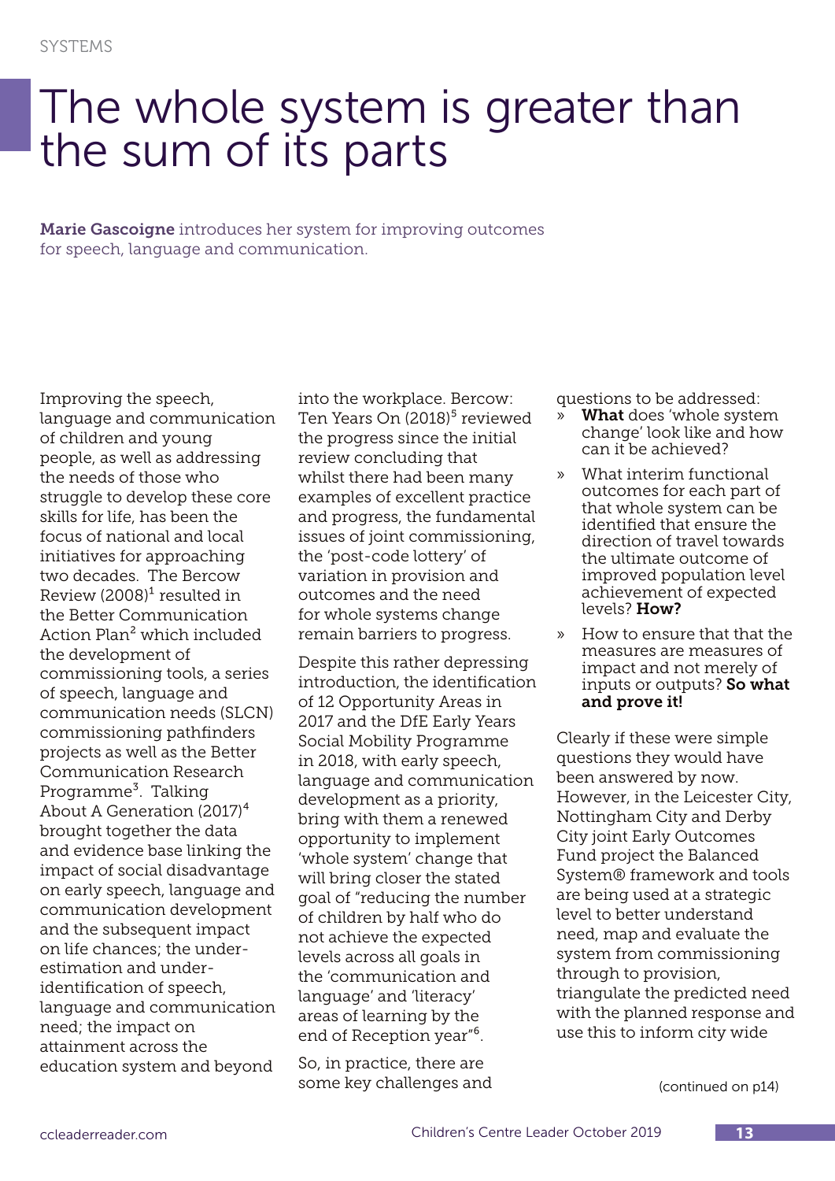# The whole system is greater than the sum of its parts

**Marie Gascoigne** introduces her system for improving outcomes for speech, language and communication.

Improving the speech, language and communication of children and young people, as well as addressing the needs of those who struggle to develop these core skills for life, has been the focus of national and local initiatives for approaching two decades. The Bercow Review (2008)[1] resulted in the Better Communication Action Plan[2] which included the development of commissioning tools, a series of speech, language and communication needs (SLCN) commissioning pathfinders projects as well as the Better Communication Research Programme[3]. Talking About A Generation (2017)[4] brought together the data and evidence base linking the impact of social disadvantage on early speech, language and communication development and the subsequent impact on life chances; the under-estimation and under-identification of speech, language and communication need; the impact on attainment across the education system and beyond into the workplace. Bercow: Ten Years On (2018)[5] reviewed the progress since the initial review concluding that whilst there had been many examples of excellent practice and progress, the fundamental issues of joint commissioning, the 'post-code lottery' of variation in provision and outcomes and the need for whole systems change remain barriers to progress.

Despite this rather depressing introduction, the identification of 12 Opportunity Areas in 2017 and the DfE Early Years Social Mobility Programme in 2018, with early speech, language and communication development as a priority, bring with them a renewed opportunity to implement 'whole system' change that will bring closer the stated goal of "reducing the number of children by half who do not achieve the expected levels across all goals in the 'communication and language' and 'literacy' areas of learning by the end of Reception year"[6].

So, in practice, there are some key challenges and questions to be addressed:

- **What** does 'whole system change' look like and how can it be achieved?
- What interim functional outcomes for each part of that whole system can be identified that ensure the direction of travel towards the ultimate outcome of improved population level achievement of expected levels? **How?**
- How to ensure that that the measures are measures of impact and not merely of inputs or outputs? **So what and prove it!**

Clearly if these were simple questions they would have been answered by now. However, in the Leicester City, Nottingham City and Derby City joint Early Outcomes Fund project the Balanced System® framework and tools are being used at a strategic level to better understand need, map and evaluate the system from commissioning through to provision, triangulate the predicted need with the planned response and use this to inform city wide

(continued on p14)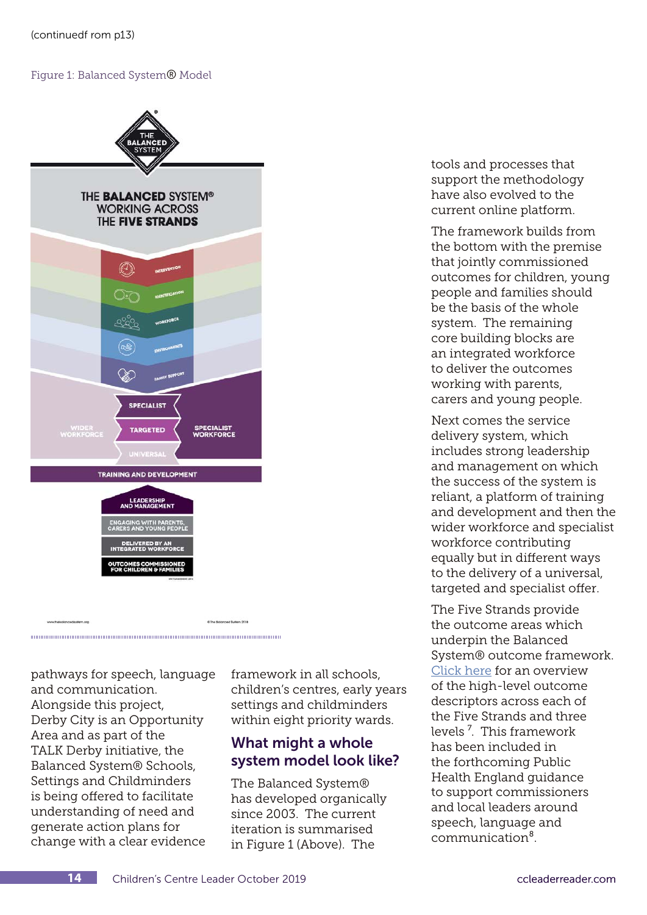(continuedf rom p13)

Figure 1: Balanced System® Model

pathways for speech, language and communication. Alongside this project, Derby City is an Opportunity Area and as part of the TALK Derby initiative, the Balanced System® Schools, Settings and Childminders is being offered to facilitate understanding of need and generate action plans for change with a clear evidence framework in all schools, children's centres, early years settings and childminders within eight priority wards.

## What might a whole system model look like?

The Balanced System® has developed organically since 2003. The current iteration is summarised in Figure 1 (Above). The tools and processes that support the methodology have also evolved to the current online platform.

The framework builds from the bottom with the premise that jointly commissioned outcomes for children, young people and families should be the basis of the whole system. The remaining core building blocks are an integrated workforce to deliver the outcomes working with parents, carers and young people.

Next comes the service delivery system, which includes strong leadership and management on which the success of the system is reliant, a platform of training and development and then the wider workforce and specialist workforce contributing equally but in different ways to the delivery of a universal, targeted and specialist offer.

The Five Strands provide the outcome areas which underpin the Balanced System® outcome framework. Click here for an overview of the high-level outcome descriptors across each of the Five Strands and three levels [7]. This framework has been included in the forthcoming Public Health England guidance to support commissioners and local leaders around speech, language and communication[8].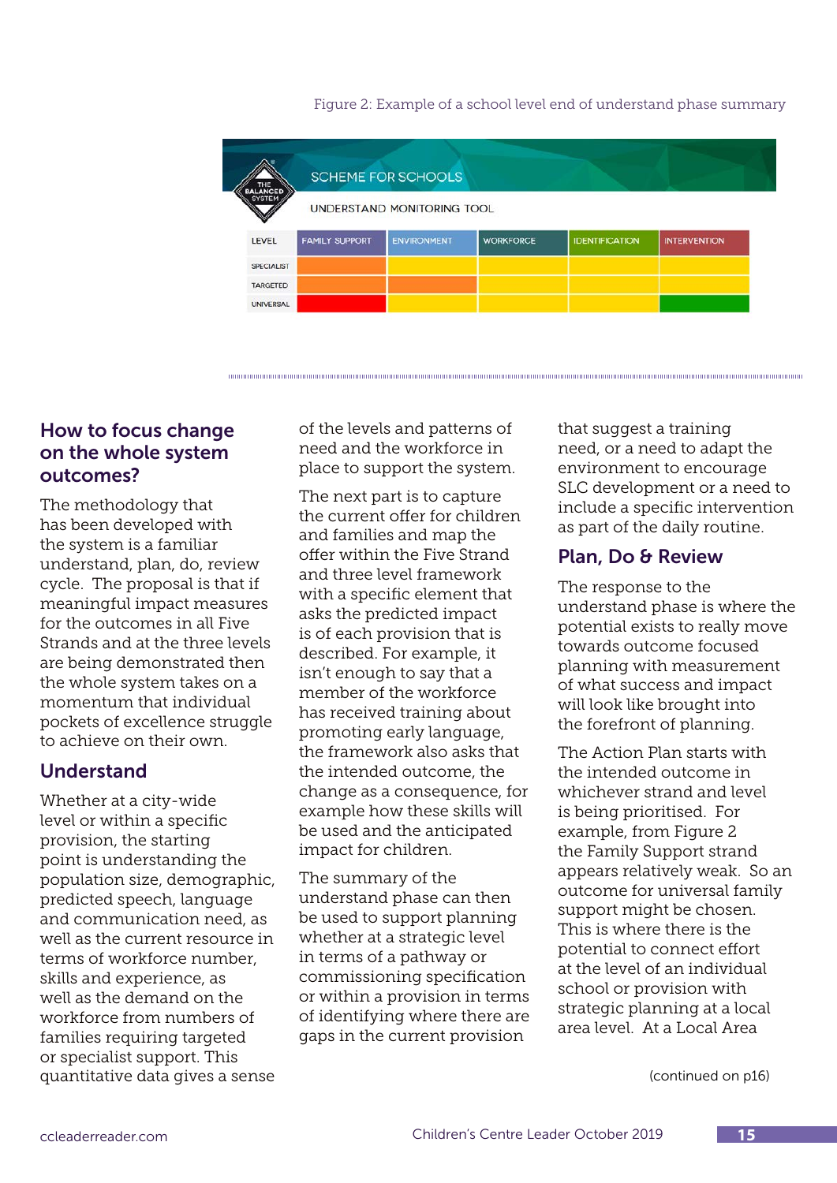Figure 2: Example of a school level end of understand phase summary

SCHEME FOR SCHOOLS

UNDERSTAND MONITORING TOOL

| LEVEL | FAMILY SUPPORT | ENVIRONMENT | WORKFORCE | IDENTIFICATION | INTERVENTION |
|---|---|---|---|---|---|
| SPECIALIST | | | | | |
| TARGETED | | | | | |
| UNIVERSAL | | | | | |

## How to focus change on the whole system outcomes?

The methodology that has been developed with the system is a familiar understand, plan, do, review cycle. The proposal is that if meaningful impact measures for the outcomes in all Five Strands and at the three levels are being demonstrated then the whole system takes on a momentum that individual pockets of excellence struggle to achieve on their own.

## Understand

Whether at a city-wide level or within a specific provision, the starting point is understanding the population size, demographic, predicted speech, language and communication need, as well as the current resource in terms of workforce number, skills and experience, as well as the demand on the workforce from numbers of families requiring targeted or specialist support. This quantitative data gives a sense of the levels and patterns of need and the workforce in place to support the system.

The next part is to capture the current offer for children and families and map the offer within the Five Strand and three level framework with a specific element that asks the predicted impact is of each provision that is described. For example, it isn't enough to say that a member of the workforce has received training about promoting early language, the framework also asks that the intended outcome, the change as a consequence, for example how these skills will be used and the anticipated impact for children.

The summary of the understand phase can then be used to support planning whether at a strategic level in terms of a pathway or commissioning specification or within a provision in terms of identifying where there are gaps in the current provision that suggest a training need, or a need to adapt the environment to encourage SLC development or a need to include a specific intervention as part of the daily routine.

## Plan, Do & Review

The response to the understand phase is where the potential exists to really move towards outcome focused planning with measurement of what success and impact will look like brought into the forefront of planning.

The Action Plan starts with the intended outcome in whichever strand and level is being prioritised. For example, from Figure 2 the Family Support strand appears relatively weak. So an outcome for universal family support might be chosen. This is where there is the potential to connect effort at the level of an individual school or provision with strategic planning at a local area level. At a Local Area

(continued on p16)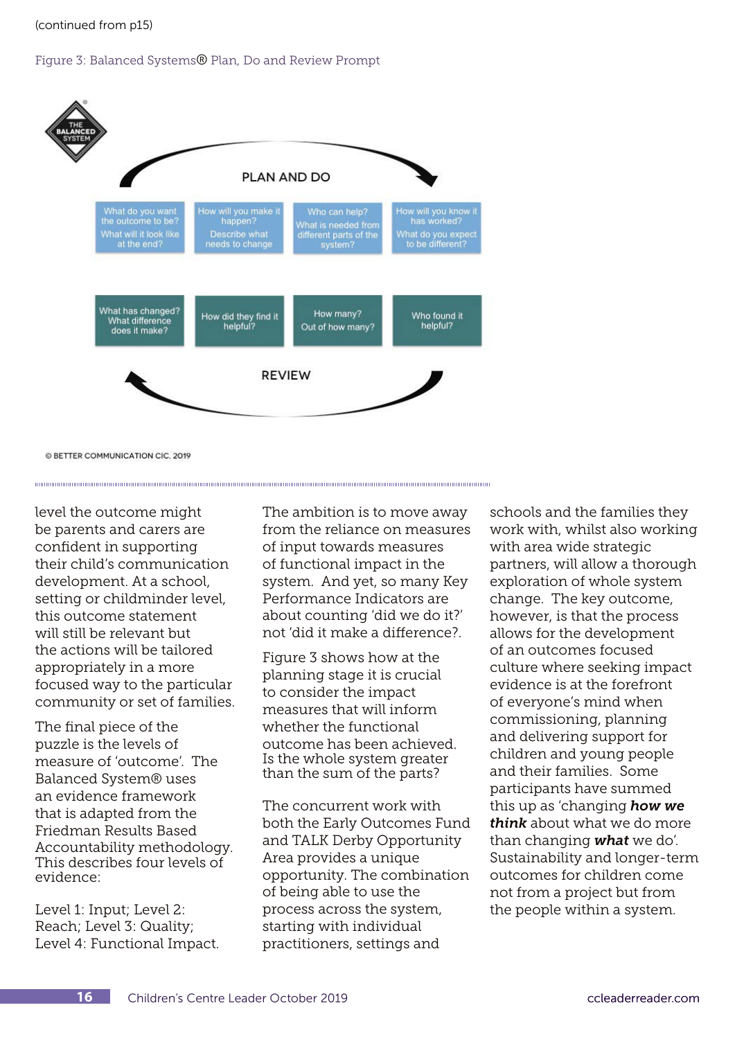(continued from p15)

Figure 3: Balanced Systems® Plan, Do and Review Prompt

PLAN AND DO

| What do you want the outcome to be? What will it look like at the end? | How will you make it happen? Describe what needs to change | Who can help? What is needed from different parts of the system? | How will you know it has worked? What do you expect to be different? |
| --- | --- | --- | --- |
| What has changed? What difference does it make? | How did they find it helpful? | How many? Out of how many? | Who found it helpful? |

REVIEW

© BETTER COMMUNICATION CIC, 2019

level the outcome might be parents and carers are confident in supporting their child's communication development. At a school, setting or childminder level, this outcome statement will still be relevant but the actions will be tailored appropriately in a more focused way to the particular community or set of families.

The final piece of the puzzle is the levels of measure of 'outcome'. The Balanced System® uses an evidence framework that is adapted from the Friedman Results Based Accountability methodology. This describes four levels of evidence:

Level 1: Input; Level 2: Reach; Level 3: Quality; Level 4: Functional Impact.

The ambition is to move away from the reliance on measures of input towards measures of functional impact in the system. And yet, so many Key Performance Indicators are about counting 'did we do it?' not 'did it make a difference?.

Figure 3 shows how at the planning stage it is crucial to consider the impact measures that will inform whether the functional outcome has been achieved. Is the whole system greater than the sum of the parts?

The concurrent work with both the Early Outcomes Fund and TALK Derby Opportunity Area provides a unique opportunity. The combination of being able to use the process across the system, starting with individual practitioners, settings and schools and the families they work with, whilst also working with area wide strategic partners, will allow a thorough exploration of whole system change. The key outcome, however, is that the process allows for the development of an outcomes focused culture where seeking impact evidence is at the forefront of everyone's mind when commissioning, planning and delivering support for children and young people and their families. Some participants have summed this up as 'changing ***how we think*** about what we do more than changing ***what*** we do'. Sustainability and longer-term outcomes for children come not from a project but from the people within a system.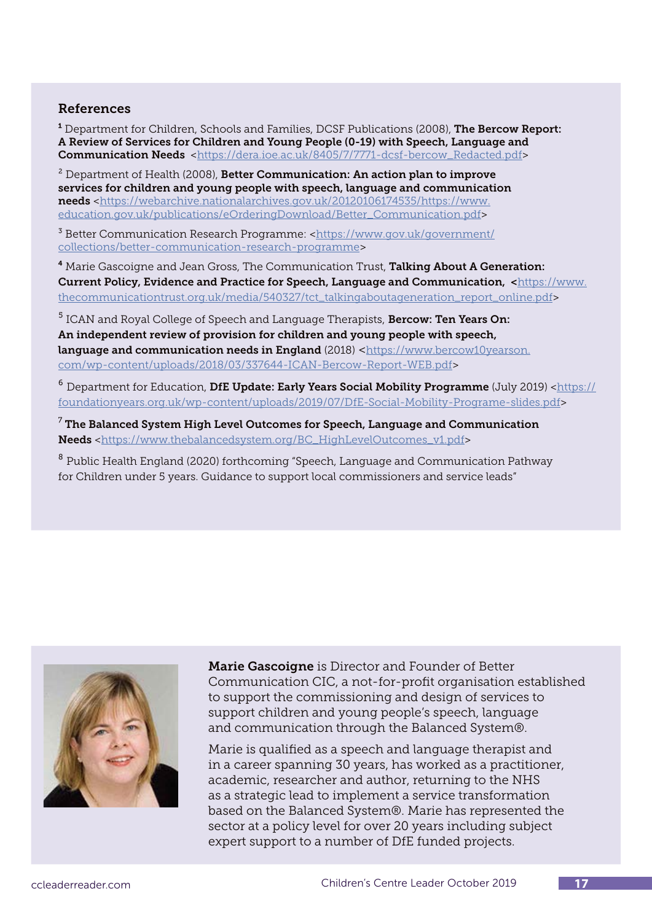## References

[1] Department for Children, Schools and Families, DCSF Publications (2008), **The Bercow Report: A Review of Services for Children and Young People (0-19) with Speech, Language and Communication Needs** <https://dera.ioe.ac.uk/8405/7/7771-dcsf-bercow_Redacted.pdf>

[2] Department of Health (2008), **Better Communication: An action plan to improve services for children and young people with speech, language and communication needs** <https://webarchive.nationalarchives.gov.uk/20120106174535/https://www.education.gov.uk/publications/eOrderingDownload/Better_Communication.pdf>

[3] Better Communication Research Programme: <https://www.gov.uk/government/collections/better-communication-research-programme>

[4] Marie Gascoigne and Jean Gross, The Communication Trust, **Talking About A Generation: Current Policy, Evidence and Practice for Speech, Language and Communication,** <https://www.thecommunicationtrust.org.uk/media/540327/tct_talkingaboutageneration_report_online.pdf>

[5] ICAN and Royal College of Speech and Language Therapists, **Bercow: Ten Years On: An independent review of provision for children and young people with speech, language and communication needs in England** (2018) <https://www.bercow10yearson.com/wp-content/uploads/2018/03/337644-ICAN-Bercow-Report-WEB.pdf>

[6] Department for Education, **DfE Update: Early Years Social Mobility Programme** (July 2019) <https://foundationyears.org.uk/wp-content/uploads/2019/07/DfE-Social-Mobility-Programe-slides.pdf>

[7] **The Balanced System High Level Outcomes for Speech, Language and Communication Needs** <https://www.thebalancedsystem.org/BC_HighLevelOutcomes_v1.pdf>

[8] Public Health England (2020) forthcoming "Speech, Language and Communication Pathway for Children under 5 years. Guidance to support local commissioners and service leads"

**Marie Gascoigne** is Director and Founder of Better Communication CIC, a not-for-profit organisation established to support the commissioning and design of services to support children and young people's speech, language and communication through the Balanced System®.

Marie is qualified as a speech and language therapist and in a career spanning 30 years, has worked as a practitioner, academic, researcher and author, returning to the NHS as a strategic lead to implement a service transformation based on the Balanced System®. Marie has represented the sector at a policy level for over 20 years including subject expert support to a number of DfE funded projects.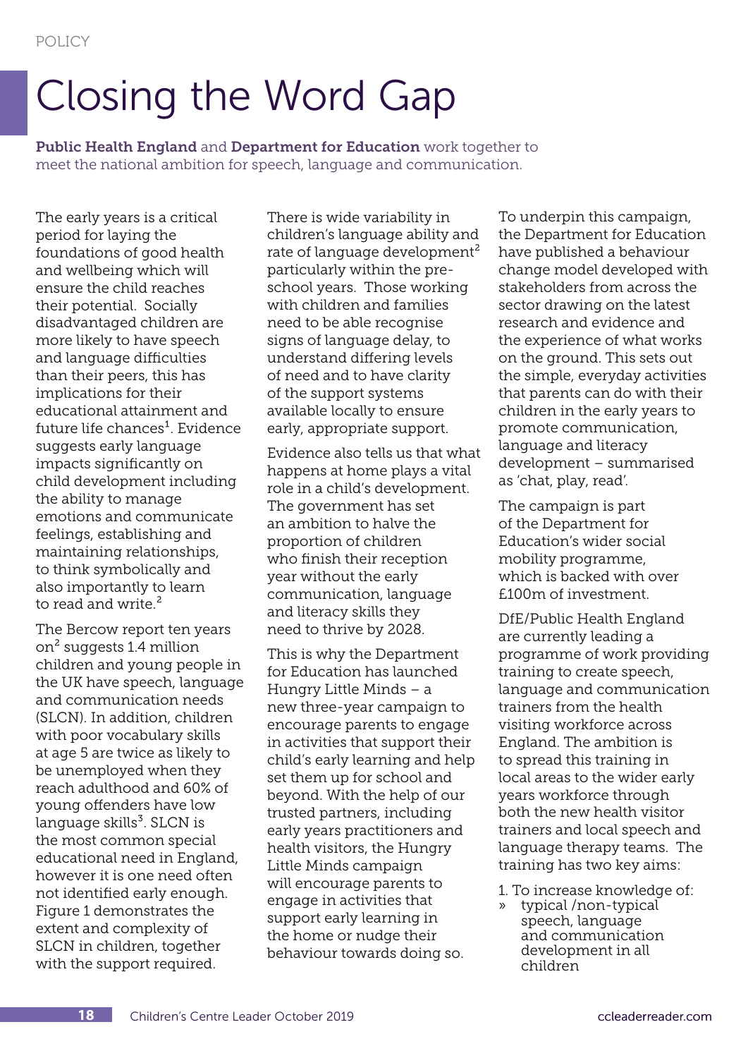POLICY

# Closing the Word Gap

**Public Health England** and **Department for Education** work together to meet the national ambition for speech, language and communication.

The early years is a critical period for laying the foundations of good health and wellbeing which will ensure the child reaches their potential. Socially disadvantaged children are more likely to have speech and language difficulties than their peers, this has implications for their educational attainment and future life chances[1]. Evidence suggests early language impacts significantly on child development including the ability to manage emotions and communicate feelings, establishing and maintaining relationships, to think symbolically and also importantly to learn to read and write.[2]

The Bercow report ten years on[2] suggests 1.4 million children and young people in the UK have speech, language and communication needs (SLCN). In addition, children with poor vocabulary skills at age 5 are twice as likely to be unemployed when they reach adulthood and 60% of young offenders have low language skills[3]. SLCN is the most common special educational need in England, however it is one need often not identified early enough. Figure 1 demonstrates the extent and complexity of SLCN in children, together with the support required.

There is wide variability in children's language ability and rate of language development[2] particularly within the pre-school years. Those working with children and families need to be able recognise signs of language delay, to understand differing levels of need and to have clarity of the support systems available locally to ensure early, appropriate support.

Evidence also tells us that what happens at home plays a vital role in a child's development. The government has set an ambition to halve the proportion of children who finish their reception year without the early communication, language and literacy skills they need to thrive by 2028.

This is why the Department for Education has launched Hungry Little Minds – a new three-year campaign to encourage parents to engage in activities that support their child's early learning and help set them up for school and beyond. With the help of our trusted partners, including early years practitioners and health visitors, the Hungry Little Minds campaign will encourage parents to engage in activities that support early learning in the home or nudge their behaviour towards doing so.

To underpin this campaign, the Department for Education have published a behaviour change model developed with stakeholders from across the sector drawing on the latest research and evidence and the experience of what works on the ground. This sets out the simple, everyday activities that parents can do with their children in the early years to promote communication, language and literacy development – summarised as 'chat, play, read'.

The campaign is part of the Department for Education's wider social mobility programme, which is backed with over £100m of investment.

DfE/Public Health England are currently leading a programme of work providing training to create speech, language and communication trainers from the health visiting workforce across England. The ambition is to spread this training in local areas to the wider early years workforce through both the new health visitor trainers and local speech and language therapy teams. The training has two key aims:

1. To increase knowledge of:
   - typical /non-typical speech, language and communication development in all children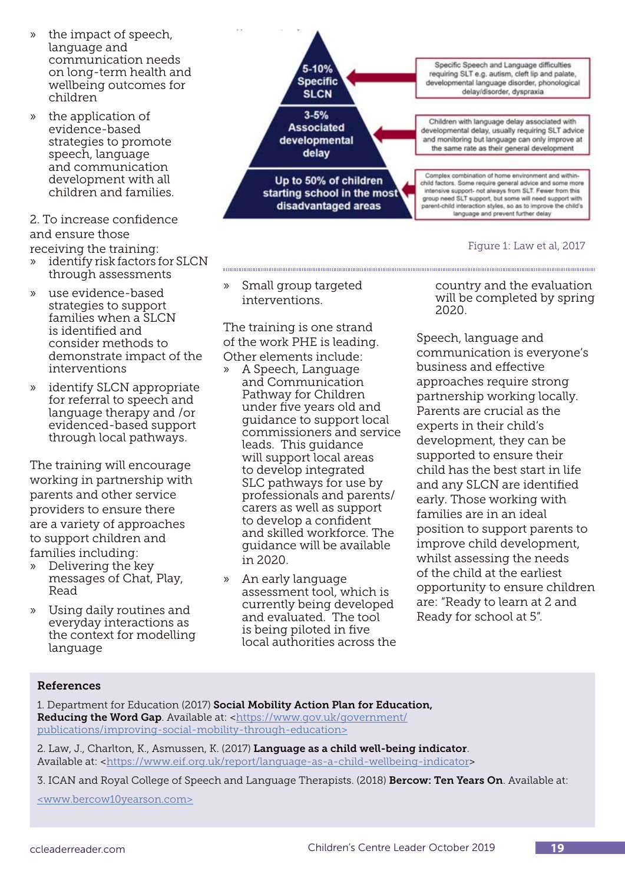- the impact of speech, language and communication needs on long-term health and wellbeing outcomes for children
- the application of evidence-based strategies to promote speech, language and communication development with all children and families.

2. To increase confidence and ensure those receiving the training:

- identify risk factors for SLCN through assessments
- use evidence-based strategies to support families when a SLCN is identified and consider methods to demonstrate impact of the interventions
- identify SLCN appropriate for referral to speech and language therapy and /or evidenced-based support through local pathways.

The training will encourage working in partnership with parents and other service providers to ensure there are a variety of approaches to support children and families including:

- Delivering the key messages of Chat, Play, Read
- Using daily routines and everyday interactions as the context for modelling language
- Small group targeted interventions.

The training is one strand of the work PHE is leading. Other elements include:

- A Speech, Language and Communication Pathway for Children under five years old and guidance to support local commissioners and service leads. This guidance will support local areas to develop integrated SLC pathways for use by professionals and parents/carers as well as support to develop a confident and skilled workforce. The guidance will be available in 2020.
- An early language assessment tool, which is currently being developed and evaluated. The tool is being piloted in five local authorities across the country and the evaluation will be completed by spring 2020.

Speech, language and communication is everyone's business and effective approaches require strong partnership working locally. Parents are crucial as the experts in their child's development, they can be supported to ensure their child has the best start in life and any SLCN are identified early. Those working with families are in an ideal position to support parents to improve child development, whilst assessing the needs of the child at the earliest opportunity to ensure children are: "Ready to learn at 2 and Ready for school at 5".

| Pyramid level | Description |
| --- | --- |
| 5-10% Specific SLCN | Specific Speech and Language difficulties requiring SLT e.g. autism, cleft lip and palate, developmental language disorder, phonological delay/disorder, dyspraxia |
| 3-5% Associated developmental delay | Children with language delay associated with developmental delay, usually requiring SLT advice and monitoring but language can only improve at the same rate as their general development |
| Up to 50% of children starting school in the most disadvantaged areas | Complex combination of home environment and within-child factors. Some require general advice and some more intensive support- not always from SLT. Fewer from this group need SLT support, but some will need support with parent-child interaction styles, so as to improve the child's language and prevent further delay |

Figure 1: Law et al, 2017

## References

1. Department for Education (2017) **Social Mobility Action Plan for Education, Reducing the Word Gap**. Available at: <https://www.gov.uk/government/publications/improving-social-mobility-through-education>

2. Law, J., Charlton, K., Asmussen, K. (2017) **Language as a child well-being indicator**. Available at: <https://www.eif.org.uk/report/language-as-a-child-wellbeing-indicator>

3. ICAN and Royal College of Speech and Language Therapists. (2018) **Bercow: Ten Years On**. Available at: <www.bercow10yearson.com>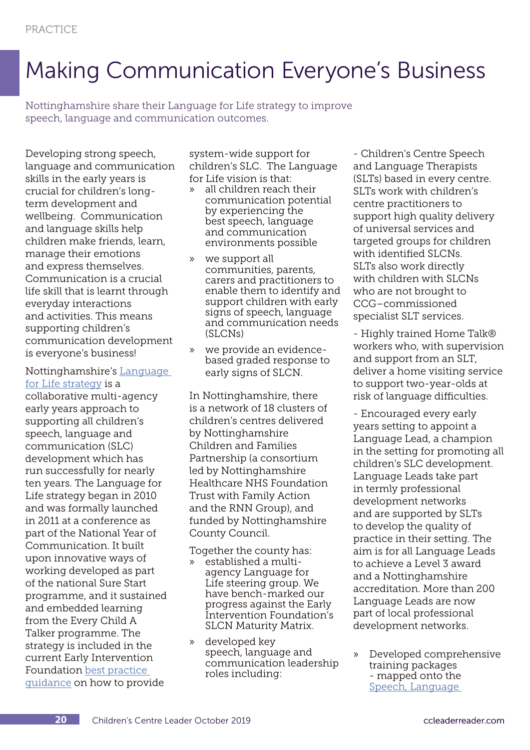PRACTICE

# Making Communication Everyone's Business

Nottinghamshire share their Language for Life strategy to improve speech, language and communication outcomes.

Developing strong speech, language and communication skills in the early years is crucial for children's long-term development and wellbeing. Communication and language skills help children make friends, learn, manage their emotions and express themselves. Communication is a crucial life skill that is learnt through everyday interactions and activities. This means supporting children's communication development is everyone's business!

Nottinghamshire's Language for Life strategy is a collaborative multi-agency early years approach to supporting all children's speech, language and communication (SLC) development which has run successfully for nearly ten years. The Language for Life strategy began in 2010 and was formally launched in 2011 at a conference as part of the National Year of Communication. It built upon innovative ways of working developed as part of the national Sure Start programme, and it sustained and embedded learning from the Every Child A Talker programme. The strategy is included in the current Early Intervention Foundation best practice guidance on how to provide system-wide support for children's SLC. The Language for Life vision is that:

» all children reach their communication potential by experiencing the best speech, language and communication environments possible

» we support all communities, parents, carers and practitioners to enable them to identify and support children with early signs of speech, language and communication needs (SLCNs)

» we provide an evidence-based graded response to early signs of SLCN.

In Nottinghamshire, there is a network of 18 clusters of children's centres delivered by Nottinghamshire Children and Families Partnership (a consortium led by Nottinghamshire Healthcare NHS Foundation Trust with Family Action and the RNN Group), and funded by Nottinghamshire County Council.

Together the county has:

» established a multi-agency Language for Life steering group. We have bench-marked our progress against the Early Intervention Foundation's SLCN Maturity Matrix.

» developed key speech, language and communication leadership roles including:

- Children's Centre Speech and Language Therapists (SLTs) based in every centre. SLTs work with children's centre practitioners to support high quality delivery of universal services and targeted groups for children with identified SLCNs. SLTs also work directly with children with SLCNs who are not brought to CCG–commissioned specialist SLT services.

- Highly trained Home Talk® workers who, with supervision and support from an SLT, deliver a home visiting service to support two-year-olds at risk of language difficulties.

- Encouraged every early years setting to appoint a Language Lead, a champion in the setting for promoting all children's SLC development. Language Leads take part in termly professional development networks and are supported by SLTs to develop the quality of practice in their setting. The aim is for all Language Leads to achieve a Level 3 award and a Nottinghamshire accreditation. More than 200 Language Leads are now part of local professional development networks.

» Developed comprehensive training packages - mapped onto the Speech, Language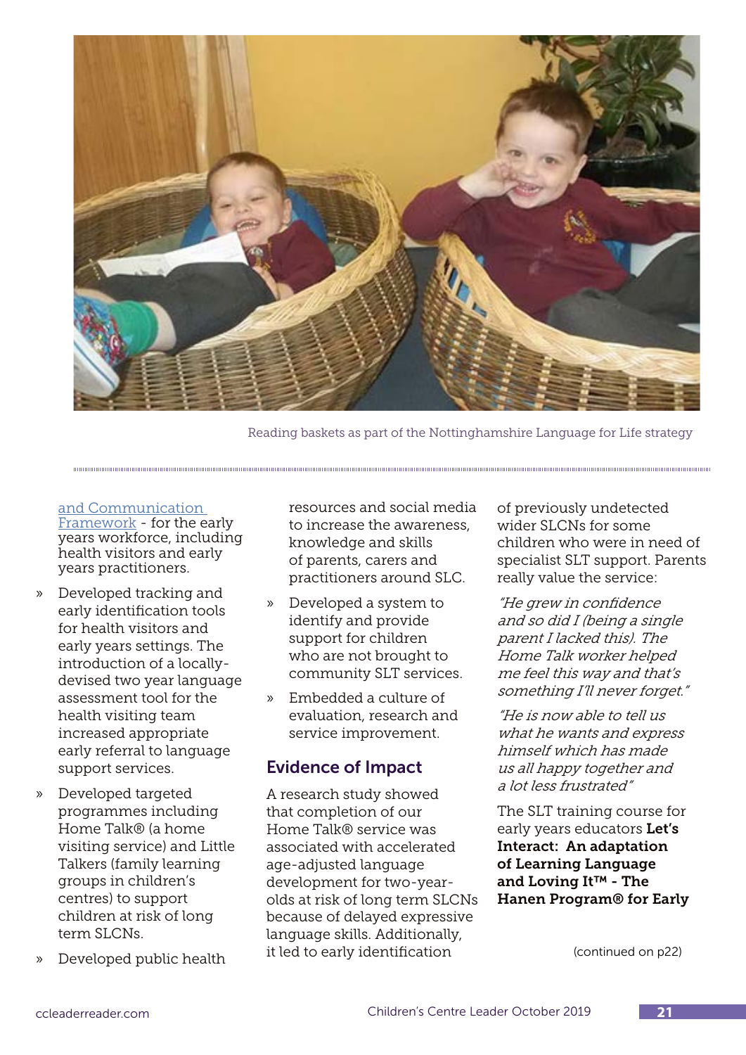Reading baskets as part of the Nottinghamshire Language for Life strategy

and Communication Framework - for the early years workforce, including health visitors and early years practitioners.

- Developed tracking and early identification tools for health visitors and early years settings. The introduction of a locally-devised two year language assessment tool for the health visiting team increased appropriate early referral to language support services.
- Developed targeted programmes including Home Talk® (a home visiting service) and Little Talkers (family learning groups in children's centres) to support children at risk of long term SLCNs.
- Developed public health resources and social media to increase the awareness, knowledge and skills of parents, carers and practitioners around SLC.
- Developed a system to identify and provide support for children who are not brought to community SLT services.
- Embedded a culture of evaluation, research and service improvement.

## Evidence of Impact

A research study showed that completion of our Home Talk® service was associated with accelerated age-adjusted language development for two-year-olds at risk of long term SLCNs because of delayed expressive language skills. Additionally, it led to early identification of previously undetected wider SLCNs for some children who were in need of specialist SLT support. Parents really value the service:

*"He grew in confidence and so did I (being a single parent I lacked this). The Home Talk worker helped me feel this way and that's something I'll never forget."*

*"He is now able to tell us what he wants and express himself which has made us all happy together and a lot less frustrated"*

The SLT training course for early years educators **Let's Interact: An adaptation of Learning Language and Loving It™ - The Hanen Program® for Early**

(continued on p22)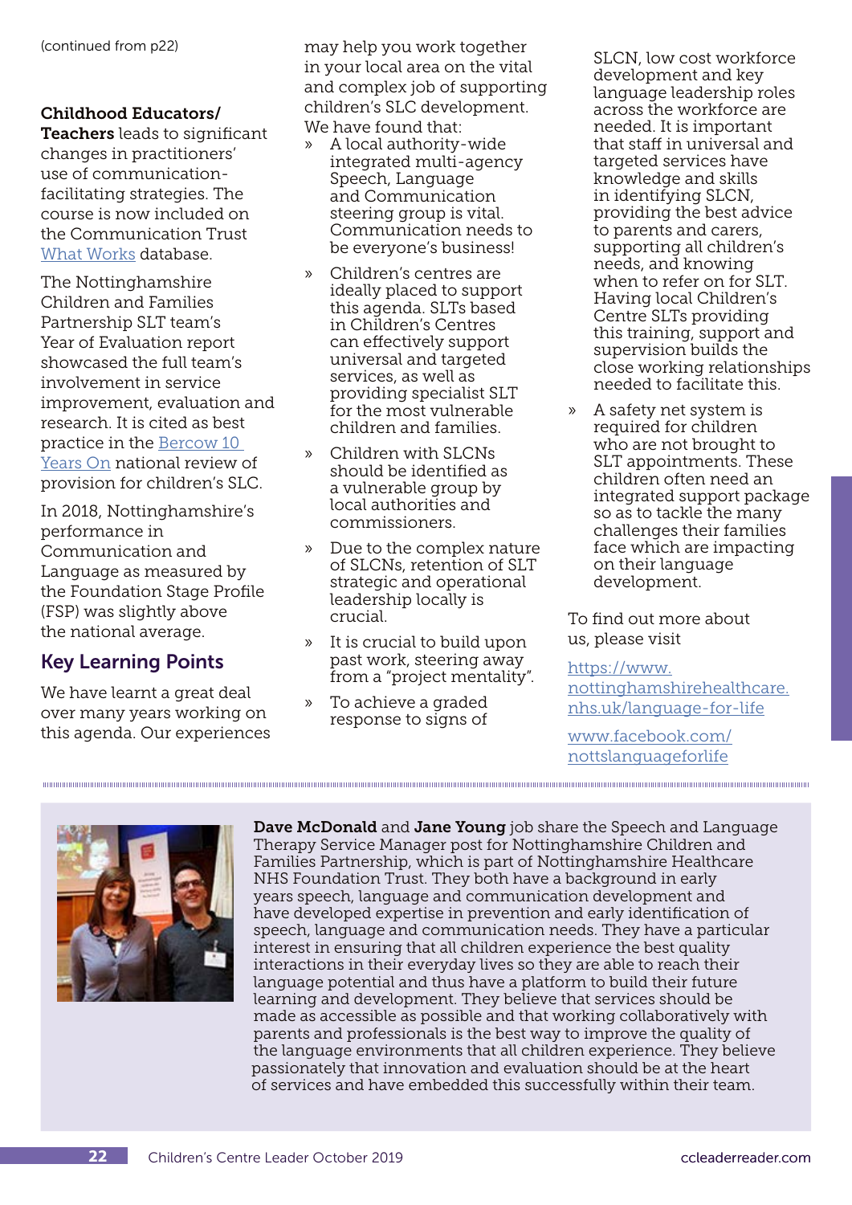(continued from p22)

**Childhood Educators/ Teachers** leads to significant changes in practitioners' use of communication-facilitating strategies. The course is now included on the Communication Trust What Works database.

The Nottinghamshire Children and Families Partnership SLT team's Year of Evaluation report showcased the full team's involvement in service improvement, evaluation and research. It is cited as best practice in the Bercow 10 Years On national review of provision for children's SLC.

In 2018, Nottinghamshire's performance in Communication and Language as measured by the Foundation Stage Profile (FSP) was slightly above the national average.

## Key Learning Points

We have learnt a great deal over many years working on this agenda. Our experiences may help you work together in your local area on the vital and complex job of supporting children's SLC development. We have found that:

- A local authority-wide integrated multi-agency Speech, Language and Communication steering group is vital. Communication needs to be everyone's business!
- Children's centres are ideally placed to support this agenda. SLTs based in Children's Centres can effectively support universal and targeted services, as well as providing specialist SLT for the most vulnerable children and families.
- Children with SLCNs should be identified as a vulnerable group by local authorities and commissioners.
- Due to the complex nature of SLCNs, retention of SLT strategic and operational leadership locally is crucial.
- It is crucial to build upon past work, steering away from a "project mentality".
- To achieve a graded response to signs of SLCN, low cost workforce development and key language leadership roles across the workforce are needed. It is important that staff in universal and targeted services have knowledge and skills in identifying SLCN, providing the best advice to parents and carers, supporting all children's needs, and knowing when to refer on for SLT. Having local Children's Centre SLTs providing this training, support and supervision builds the close working relationships needed to facilitate this.
- A safety net system is required for children who are not brought to SLT appointments. These children often need an integrated support package so as to tackle the many challenges their families face which are impacting on their language development.

To find out more about us, please visit

https://www.nottinghamshirehealthcare.nhs.uk/language-for-life

www.facebook.com/nottslanguageforlife

**Dave McDonald** and **Jane Young** job share the Speech and Language Therapy Service Manager post for Nottinghamshire Children and Families Partnership, which is part of Nottinghamshire Healthcare NHS Foundation Trust. They both have a background in early years speech, language and communication development and have developed expertise in prevention and early identification of speech, language and communication needs. They have a particular interest in ensuring that all children experience the best quality interactions in their everyday lives so they are able to reach their language potential and thus have a platform to build their future learning and development. They believe that services should be made as accessible as possible and that working collaboratively with parents and professionals is the best way to improve the quality of the language environments that all children experience. They believe passionately that innovation and evaluation should be at the heart of services and have embedded this successfully within their team.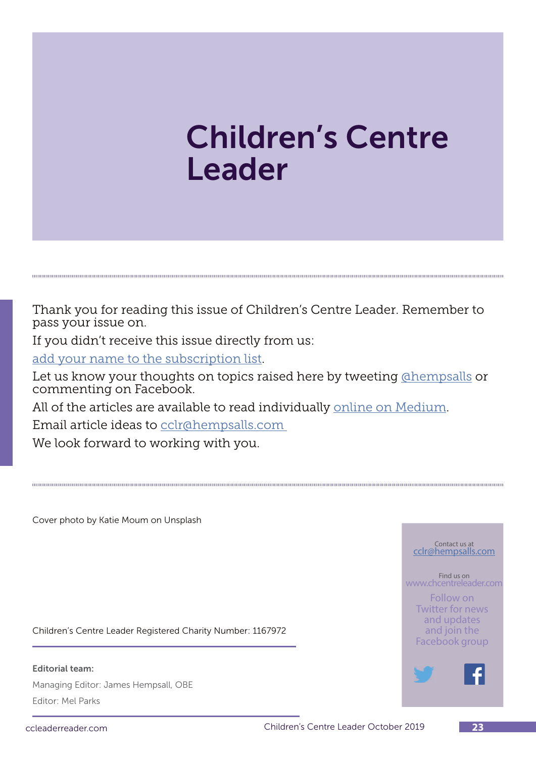# Children's Centre Leader

Thank you for reading this issue of Children's Centre Leader. Remember to pass your issue on.

If you didn't receive this issue directly from us:

add your name to the subscription list.

Let us know your thoughts on topics raised here by tweeting @hempsalls or commenting on Facebook.

All of the articles are available to read individually online on Medium.

Email article ideas to cclr@hempsalls.com

We look forward to working with you.

Cover photo by Katie Moum on Unsplash

Children's Centre Leader Registered Charity Number: 1167972

**Editorial team:**

Managing Editor: James Hempsall, OBE

Editor: Mel Parks

Contact us at
cclr@hempsalls.com

Find us on
www.chcentreleader.com

Follow on Twitter for news and updates and join the Facebook group